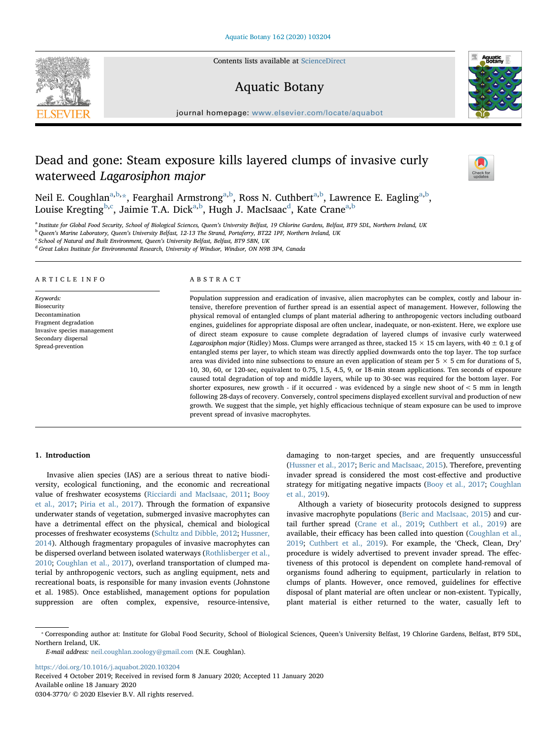# Dead and gone: Steam exposure kills layered clumps of invasive curly waterweed *Lagarosiphon major*

Neil E. Coughlan[a,b,*], Fearghail Armstrong[a,b], Ross N. Cuthbert[a,b], Lawrence E. Eagling[a,b], Louise Kregting[b,c], Jaimie T.A. Dick[a,b], Hugh J. MacIsaac[d], Kate Crane[a,b]

[a] Institute for Global Food Security, School of Biological Sciences, Queen's University Belfast, 19 Chlorine Gardens, Belfast, BT9 5DL, Northern Ireland, UK
[b] Queen's Marine Laboratory, Queen's University Belfast, 12-13 The Strand, Portaferry, BT22 1PF, Northern Ireland, UK
[c] School of Natural and Built Environment, Queen's University Belfast, Belfast, BT9 5BN, UK
[d] Great Lakes Institute for Environmental Research, University of Windsor, Windsor, ON N9B 3P4, Canada

## ARTICLE INFO

*Keywords:*
Biosecurity
Decontamination
Fragment degradation
Invasive species management
Secondary dispersal
Spread-prevention

## ABSTRACT

Population suppression and eradication of invasive, alien macrophytes can be complex, costly and labour intensive, therefore prevention of further spread is an essential aspect of management. However, following the physical removal of entangled clumps of plant material adhering to anthropogenic vectors including outboard engines, guidelines for appropriate disposal are often unclear, inadequate, or non-existent. Here, we explore use of direct steam exposure to cause complete degradation of layered clumps of invasive curly waterweed *Lagarosiphon major* (Ridley) Moss. Clumps were arranged as three, stacked 15 × 15 cm layers, with 40 ± 0.1 g of entangled stems per layer, to which steam was directly applied downwards onto the top layer. The top surface area was divided into nine subsections to ensure an even application of steam per 5 × 5 cm for durations of 5, 10, 30, 60, or 120-sec, equivalent to 0.75, 1.5, 4.5, 9, or 18-min steam applications. Ten seconds of exposure caused total degradation of top and middle layers, while up to 30-sec was required for the bottom layer. For shorter exposures, new growth - if it occurred - was evidenced by a single new shoot of < 5 mm in length following 28-days of recovery. Conversely, control specimens displayed excellent survival and production of new growth. We suggest that the simple, yet highly efficacious technique of steam exposure can be used to improve prevent spread of invasive macrophytes.

## 1. Introduction

Invasive alien species (IAS) are a serious threat to native biodiversity, ecological functioning, and the economic and recreational value of freshwater ecosystems (Ricciardi and MacIsaac, 2011; Booy et al., 2017; Piria et al., 2017). Through the formation of expansive underwater stands of vegetation, submerged invasive macrophytes can have a detrimental effect on the physical, chemical and biological processes of freshwater ecosystems (Schultz and Dibble, 2012; Hussner, 2014). Although fragmentary propagules of invasive macrophytes can be dispersed overland between isolated waterways (Rothlisberger et al., 2010; Coughlan et al., 2017), overland transportation of clumped material by anthropogenic vectors, such as angling equipment, nets and recreational boats, is responsible for many invasion events (Johnstone et al. 1985). Once established, management options for population suppression are often complex, expensive, resource-intensive, damaging to non-target species, and are frequently unsuccessful (Hussner et al., 2017; Beric and MacIsaac, 2015). Therefore, preventing invader spread is considered the most cost-effective and productive strategy for mitigating negative impacts (Booy et al., 2017; Coughlan et al., 2019).

Although a variety of biosecurity protocols designed to suppress invasive macrophyte populations (Beric and MacIsaac, 2015) and curtail further spread (Crane et al., 2019; Cuthbert et al., 2019) are available, their efficacy has been called into question (Coughlan et al., 2019; Cuthbert et al., 2019). For example, the 'Check, Clean, Dry' procedure is widely advertised to prevent invader spread. The effectiveness of this protocol is dependent on complete hand-removal of organisms found adhering to equipment, particularly in relation to clumps of plants. However, once removed, guidelines for effective disposal of plant material are often unclear or non-existent. Typically, plant material is either returned to the water, casually left to

* Corresponding author at: Institute for Global Food Security, School of Biological Sciences, Queen's University Belfast, 19 Chlorine Gardens, Belfast, BT9 5DL, Northern Ireland, UK.
*E-mail address:* neil.coughlan.zoology@gmail.com (N.E. Coughlan).

https://doi.org/10.1016/j.aquabot.2020.103204
Received 4 October 2019; Received in revised form 8 January 2020; Accepted 11 January 2020
Available online 18 January 2020
0304-3770/ © 2020 Elsevier B.V. All rights reserved.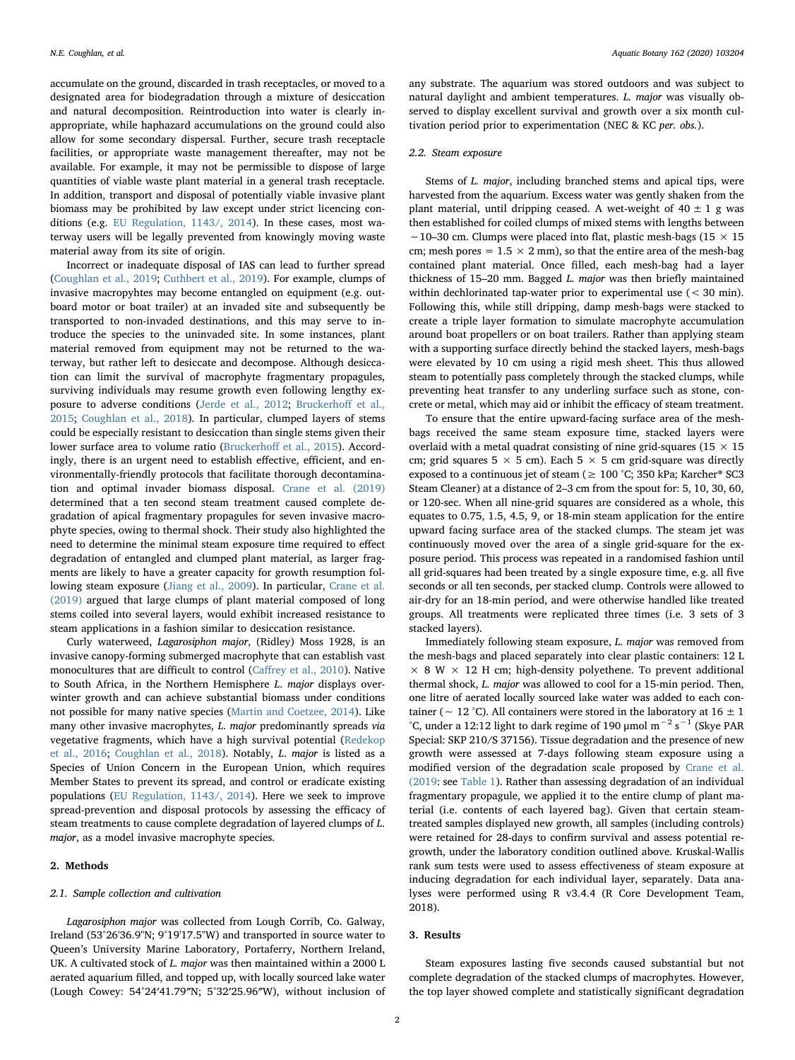accumulate on the ground, discarded in trash receptacles, or moved to a designated area for biodegradation through a mixture of desiccation and natural decomposition. Reintroduction into water is clearly inappropriate, while haphazard accumulations on the ground could also allow for some secondary dispersal. Further, secure trash receptacle facilities, or appropriate waste management thereafter, may not be available. For example, it may not be permissible to dispose of large quantities of viable waste plant material in a general trash receptacle. In addition, transport and disposal of potentially viable invasive plant biomass may be prohibited by law except under strict licencing conditions (e.g. EU Regulation, 1143/, 2014). In these cases, most waterway users will be legally prevented from knowingly moving waste material away from its site of origin.

Incorrect or inadequate disposal of IAS can lead to further spread (Coughlan et al., 2019; Cuthbert et al., 2019). For example, clumps of invasive macropyhtes may become entangled on equipment (e.g. outboard motor or boat trailer) at an invaded site and subsequently be transported to non-invaded destinations, and this may serve to introduce the species to the uninvaded site. In some instances, plant material removed from equipment may not be returned to the waterway, but rather left to desiccate and decompose. Although desiccation can limit the survival of macrophyte fragmentary propagules, surviving individuals may resume growth even following lengthy exposure to adverse conditions (Jerde et al., 2012; Bruckerhoff et al., 2015; Coughlan et al., 2018). In particular, clumped layers of stems could be especially resistant to desiccation than single stems given their lower surface area to volume ratio (Bruckerhoff et al., 2015). Accordingly, there is an urgent need to establish effective, efficient, and environmentally-friendly protocols that facilitate thorough decontamination and optimal invader biomass disposal. Crane et al. (2019) determined that a ten second steam treatment caused complete degradation of apical fragmentary propagules for seven invasive macrophyte species, owing to thermal shock. Their study also highlighted the need to determine the minimal steam exposure time required to effect degradation of entangled and clumped plant material, as larger fragments are likely to have a greater capacity for growth resumption following steam exposure (Jiang et al., 2009). In particular, Crane et al. (2019) argued that large clumps of plant material composed of long stems coiled into several layers, would exhibit increased resistance to steam applications in a fashion similar to desiccation resistance.

Curly waterweed, *Lagarosiphon major*, (Ridley) Moss 1928, is an invasive canopy-forming submerged macrophyte that can establish vast monocultures that are difficult to control (Caffrey et al., 2010). Native to South Africa, in the Northern Hemisphere *L. major* displays overwinter growth and can achieve substantial biomass under conditions not possible for many native species (Martin and Coetzee, 2014). Like many other invasive macrophytes, *L. major* predominantly spreads *via* vegetative fragments, which have a high survival potential (Redekop et al., 2016; Coughlan et al., 2018). Notably, *L. major* is listed as a Species of Union Concern in the European Union, which requires Member States to prevent its spread, and control or eradicate existing populations (EU Regulation, 1143/, 2014). Here we seek to improve spread-prevention and disposal protocols by assessing the efficacy of steam treatments to cause complete degradation of layered clumps of *L. major*, as a model invasive macrophyte species.

## 2. Methods

### 2.1. Sample collection and cultivation

*Lagarosiphon major* was collected from Lough Corrib, Co. Galway, Ireland (53°26'36.9"N; 9°19'17.5"W) and transported in source water to Queen's University Marine Laboratory, Portaferry, Northern Ireland, UK. A cultivated stock of *L. major* was then maintained within a 2000 L aerated aquarium filled, and topped up, with locally sourced lake water (Lough Cowey: 54°24′41.79″N; 5°32′25.96″W), without inclusion of any substrate. The aquarium was stored outdoors and was subject to natural daylight and ambient temperatures. *L. major* was visually observed to display excellent survival and growth over a six month cultivation period prior to experimentation (NEC & KC *per. obs.*).

### 2.2. Steam exposure

Stems of *L. major*, including branched stems and apical tips, were harvested from the aquarium. Excess water was gently shaken from the plant material, until dripping ceased. A wet-weight of 40 ± 1 g was then established for coiled clumps of mixed stems with lengths between ~10–30 cm. Clumps were placed into flat, plastic mesh-bags (15 × 15 cm; mesh pores = 1.5 × 2 mm), so that the entire area of the mesh-bag contained plant material. Once filled, each mesh-bag had a layer thickness of 15–20 mm. Bagged *L. major* was then briefly maintained within dechlorinated tap-water prior to experimental use (< 30 min). Following this, while still dripping, damp mesh-bags were stacked to create a triple layer formation to simulate macrophyte accumulation around boat propellers or on boat trailers. Rather than applying steam with a supporting surface directly behind the stacked layers, mesh-bags were elevated by 10 cm using a rigid mesh sheet. This thus allowed steam to potentially pass completely through the stacked clumps, while preventing heat transfer to any underling surface such as stone, concrete or metal, which may aid or inhibit the efficacy of steam treatment.

To ensure that the entire upward-facing surface area of the mesh-bags received the same steam exposure time, stacked layers were overlaid with a metal quadrat consisting of nine grid-squares (15 × 15 cm; grid squares 5 × 5 cm). Each 5 × 5 cm grid-square was directly exposed to a continuous jet of steam (≥ 100 °C; 350 kPa; Karcher® SC3 Steam Cleaner) at a distance of 2–3 cm from the spout for: 5, 10, 30, 60, or 120-sec. When all nine-grid squares are considered as a whole, this equates to 0.75, 1.5, 4.5, 9, or 18-min steam application for the entire upward facing surface area of the stacked clumps. The steam jet was continuously moved over the area of a single grid-square for the exposure period. This process was repeated in a randomised fashion until all grid-squares had been treated by a single exposure time, e.g. all five seconds or all ten seconds, per stacked clump. Controls were allowed to air-dry for an 18-min period, and were otherwise handled like treated groups. All treatments were replicated three times (i.e. 3 sets of 3 stacked layers).

Immediately following steam exposure, *L. major* was removed from the mesh-bags and placed separately into clear plastic containers: 12 L × 8 W × 12 H cm; high-density polyethene. To prevent additional thermal shock, *L. major* was allowed to cool for a 15-min period. Then, one litre of aerated locally sourced lake water was added to each container (~ 12 °C). All containers were stored in the laboratory at 16 ± 1 °C, under a 12:12 light to dark regime of 190 μmol $m^{-2}$ $s^{-1}$ (Skye PAR Special: SKP 210/S 37156). Tissue degradation and the presence of new growth were assessed at 7-days following steam exposure using a modified version of the degradation scale proposed by Crane et al. (2019: see Table 1). Rather than assessing degradation of an individual fragmentary propagule, we applied it to the entire clump of plant material (i.e. contents of each layered bag). Given that certain steam-treated samples displayed new growth, all samples (including controls) were retained for 28-days to confirm survival and assess potential re-growth, under the laboratory condition outlined above. Kruskal-Wallis rank sum tests were used to assess effectiveness of steam exposure at inducing degradation for each individual layer, separately. Data analyses were performed using R v3.4.4 (R Core Development Team, 2018).

## 3. Results

Steam exposures lasting five seconds caused substantial but not complete degradation of the stacked clumps of macrophytes. However, the top layer showed complete and statistically significant degradation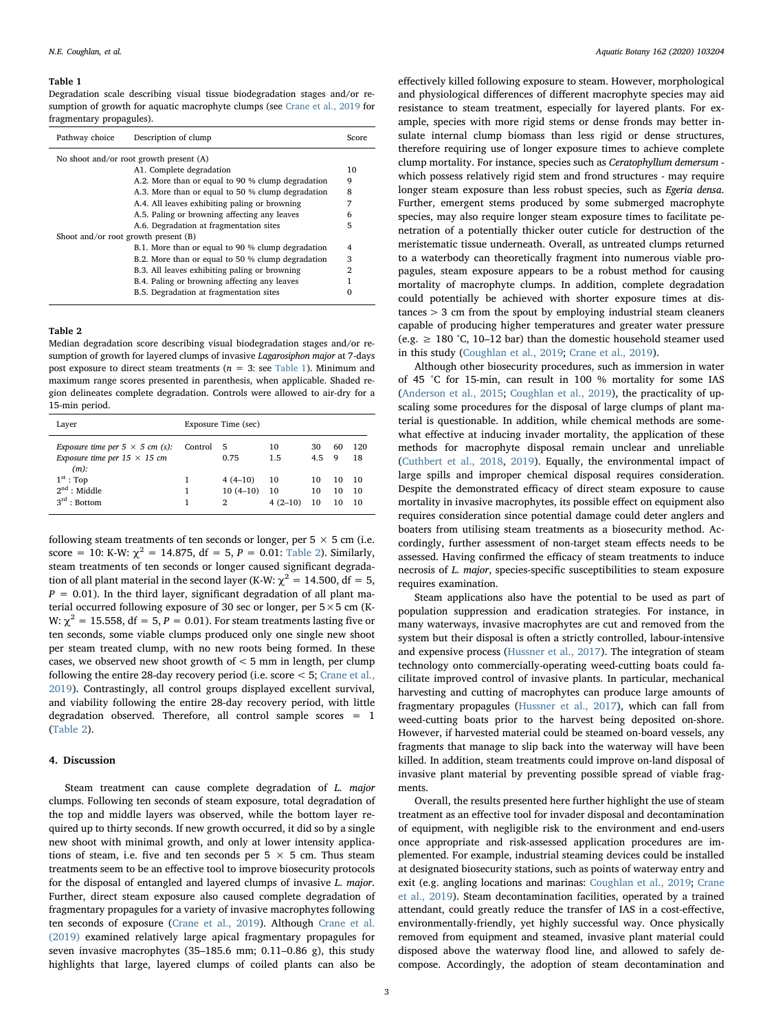**Table 1**
Degradation scale describing visual tissue biodegradation stages and/or resumption of growth for aquatic macrophyte clumps (see Crane et al., 2019 for fragmentary propagules).

| Pathway choice | Description of clump | Score |
|---|---|---|
| No shoot and/or root growth present (A) | | |
| | A1. Complete degradation | 10 |
| | A.2. More than or equal to 90 % clump degradation | 9 |
| | A.3. More than or equal to 50 % clump degradation | 8 |
| | A.4. All leaves exhibiting paling or browning | 7 |
| | A.5. Paling or browning affecting any leaves | 6 |
| | A.6. Degradation at fragmentation sites | 5 |
| Shoot and/or root growth present (B) | | |
| | B.1. More than or equal to 90 % clump degradation | 4 |
| | B.2. More than or equal to 50 % clump degradation | 3 |
| | B.3. All leaves exhibiting paling or browning | 2 |
| | B.4. Paling or browning affecting any leaves | 1 |
| | B.5. Degradation at fragmentation sites | 0 |

**Table 2**
Median degradation score describing visual biodegradation stages and/or resumption of growth for layered clumps of invasive *Lagarosiphon major* at 7-days post exposure to direct steam treatments ($n$ = 3: see Table 1). Minimum and maximum range scores presented in parenthesis, when applicable. Shaded region delineates complete degradation. Controls were allowed to air-dry for a 15-min period.

| Layer | Exposure Time (sec) | | | | | |
|---|---|---|---|---|---|---|
| *Exposure time per 5 × 5 cm (s):* | Control | 5 | 10 | 30 | 60 | 120 |
| *Exposure time per 15 × 15 cm (m):* | | 0.75 | 1.5 | 4.5 | 9 | 18 |
| 1st : Top | 1 | 4 (4–10) | 10 | 10 | 10 | 10 |
| 2nd : Middle | 1 | 10 (4–10) | 10 | 10 | 10 | 10 |
| 3rd : Bottom | 1 | 2 | 4 (2–10) | 10 | 10 | 10 |

following steam treatments of ten seconds or longer, per 5 × 5 cm (i.e. score = 10: K-W: $\chi^2$ = 14.875, df = 5, $P$ = 0.01: Table 2). Similarly, steam treatments of ten seconds or longer caused significant degradation of all plant material in the second layer (K-W: $\chi^2$ = 14.500, df = 5, $P$ = 0.01). In the third layer, significant degradation of all plant material occurred following exposure of 30 sec or longer, per 5×5 cm (K-W: $\chi^2$ = 15.558, df = 5, $P$ = 0.01). For steam treatments lasting five or ten seconds, some viable clumps produced only one single new shoot per steam treated clump, with no new roots being formed. In these cases, we observed new shoot growth of < 5 mm in length, per clump following the entire 28-day recovery period (i.e. score < 5; Crane et al., 2019). Contrastingly, all control groups displayed excellent survival, and viability following the entire 28-day recovery period, with little degradation observed. Therefore, all control sample scores = 1 (Table 2).

## 4. Discussion

Steam treatment can cause complete degradation of *L. major* clumps. Following ten seconds of steam exposure, total degradation of the top and middle layers was observed, while the bottom layer required up to thirty seconds. If new growth occurred, it did so by a single new shoot with minimal growth, and only at lower intensity applications of steam, i.e. five and ten seconds per 5 × 5 cm. Thus steam treatments seem to be an effective tool to improve biosecurity protocols for the disposal of entangled and layered clumps of invasive *L. major*. Further, direct steam exposure also caused complete degradation of fragmentary propagules for a variety of invasive macrophytes following ten seconds of exposure (Crane et al., 2019). Although Crane et al. (2019) examined relatively large apical fragmentary propagules for seven invasive macrophytes (35–185.6 mm; 0.11–0.86 g), this study highlights that large, layered clumps of coiled plants can also be effectively killed following exposure to steam. However, morphological and physiological differences of different macrophyte species may aid resistance to steam treatment, especially for layered plants. For example, species with more rigid stems or dense fronds may better insulate internal clump biomass than less rigid or dense structures, therefore requiring use of longer exposure times to achieve complete clump mortality. For instance, species such as *Ceratophyllum demersum* - which possess relatively rigid stem and frond structures - may require longer steam exposure than less robust species, such as *Egeria densa*. Further, emergent stems produced by some submerged macrophyte species, may also require longer steam exposure times to facilitate penetration of a potentially thicker outer cuticle for destruction of the meristematic tissue underneath. Overall, as untreated clumps returned to a waterbody can theoretically fragment into numerous viable propagules, steam exposure appears to be a robust method for causing mortality of macrophyte clumps. In addition, complete degradation could potentially be achieved with shorter exposure times at distances > 3 cm from the spout by employing industrial steam cleaners capable of producing higher temperatures and greater water pressure (e.g. ≥ 180 °C, 10–12 bar) than the domestic household steamer used in this study (Coughlan et al., 2019; Crane et al., 2019).

Although other biosecurity procedures, such as immersion in water of 45 °C for 15-min, can result in 100 % mortality for some IAS (Anderson et al., 2015; Coughlan et al., 2019), the practicality of upscaling some procedures for the disposal of large clumps of plant material is questionable. In addition, while chemical methods are somewhat effective at inducing invader mortality, the application of these methods for macrophyte disposal remain unclear and unreliable (Cuthbert et al., 2018, 2019). Equally, the environmental impact of large spills and improper chemical disposal requires consideration. Despite the demonstrated efficacy of direct steam exposure to cause mortality in invasive macrophytes, its possible effect on equipment also requires consideration since potential damage could deter anglers and boaters from utilising steam treatments as a biosecurity method. Accordingly, further assessment of non-target steam effects needs to be assessed. Having confirmed the efficacy of steam treatments to induce necrosis of *L. major*, species-specific susceptibilities to steam exposure requires examination.

Steam applications also have the potential to be used as part of population suppression and eradication strategies. For instance, in many waterways, invasive macrophytes are cut and removed from the system but their disposal is often a strictly controlled, labour-intensive and expensive process (Hussner et al., 2017). The integration of steam technology onto commercially-operating weed-cutting boats could facilitate improved control of invasive plants. In particular, mechanical harvesting and cutting of macrophytes can produce large amounts of fragmentary propagules (Hussner et al., 2017), which can fall from weed-cutting boats prior to the harvest being deposited on-shore. However, if harvested material could be steamed on-board vessels, any fragments that manage to slip back into the waterway will have been killed. In addition, steam treatments could improve on-land disposal of invasive plant material by preventing possible spread of viable fragments.

Overall, the results presented here further highlight the use of steam treatment as an effective tool for invader disposal and decontamination of equipment, with negligible risk to the environment and end-users once appropriate and risk-assessed application procedures are implemented. For example, industrial steaming devices could be installed at designated biosecurity stations, such as points of waterway entry and exit (e.g. angling locations and marinas: Coughlan et al., 2019; Crane et al., 2019). Steam decontamination facilities, operated by a trained attendant, could greatly reduce the transfer of IAS in a cost-effective, environmentally-friendly, yet highly successful way. Once physically removed from equipment and steamed, invasive plant material could disposed above the waterway flood line, and allowed to safely decompose. Accordingly, the adoption of steam decontamination and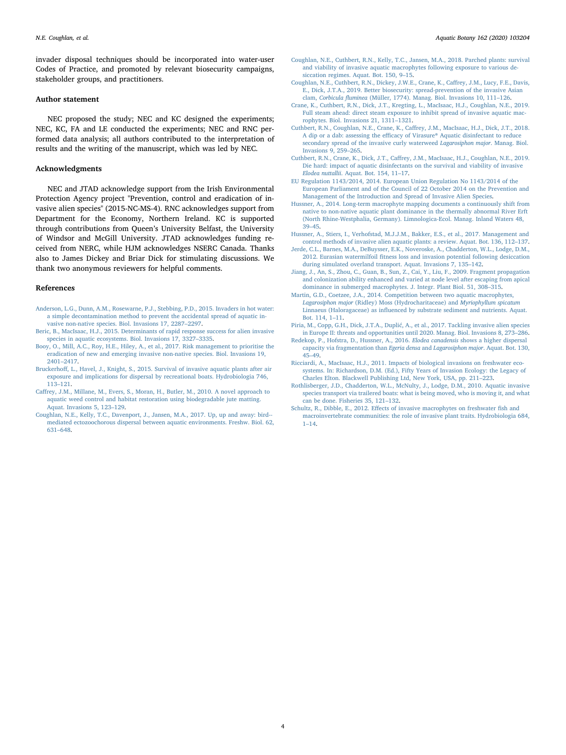invader disposal techniques should be incorporated into water-user Codes of Practice, and promoted by relevant biosecurity campaigns, stakeholder groups, and practitioners.

## Author statement

NEC proposed the study; NEC and KC designed the experiments; NEC, KC, FA and LE conducted the experiments; NEC and RNC performed data analysis; all authors contributed to the interpretation of results and the writing of the manuscript, which was led by NEC.

## Acknowledgments

NEC and JTAD acknowledge support from the Irish Environmental Protection Agency project "Prevention, control and eradication of invasive alien species" (2015-NC-MS-4). RNC acknowledges support from Department for the Economy, Northern Ireland. KC is supported through contributions from Queen's University Belfast, the University of Windsor and McGill University. JTAD acknowledges funding received from NERC, while HJM acknowledges NSERC Canada. Thanks also to James Dickey and Briar Dick for stimulating discussions. We thank two anonymous reviewers for helpful comments.

## References

Anderson, L.G., Dunn, A.M., Rosewarne, P.J., Stebbing, P.D., 2015. Invaders in hot water: a simple decontamination method to prevent the accidental spread of aquatic invasive non-native species. Biol. Invasions 17, 2287–2297.

Beric, B., MacIsaac, H.J., 2015. Determinants of rapid response success for alien invasive species in aquatic ecosystems. Biol. Invasions 17, 3327–3335.

Booy, O., Mill, A.C., Roy, H.E., Hiley, A., et al., 2017. Risk management to prioritise the eradication of new and emerging invasive non-native species. Biol. Invasions 19, 2401–2417.

Bruckerhoff, L., Havel, J., Knight, S., 2015. Survival of invasive aquatic plants after air exposure and implications for dispersal by recreational boats. Hydrobiologia 746, 113–121.

Caffrey, J.M., Millane, M., Evers, S., Moran, H., Butler, M., 2010. A novel approach to aquatic weed control and habitat restoration using biodegradable jute matting. Aquat. Invasions 5, 123–129.

Coughlan, N.E., Kelly, T.C., Davenport, J., Jansen, M.A., 2017. Up, up and away: bird-mediated ectozoochorous dispersal between aquatic environments. Freshw. Biol. 62, 631–648.

Coughlan, N.E., Cuthbert, R.N., Kelly, T.C., Jansen, M.A., 2018. Parched plants: survival and viability of invasive aquatic macrophytes following exposure to various desiccation regimes. Aquat. Bot. 150, 9–15.

Coughlan, N.E., Cuthbert, R.N., Dickey, J.W.E., Crane, K., Caffrey, J.M., Lucy, F.E., Davis, E., Dick, J.T.A., 2019. Better biosecurity: spread-prevention of the invasive Asian clam, *Corbicula fluminea* (Müller, 1774). Manag. Biol. Invasions 10, 111–126.

Crane, K., Cuthbert, R.N., Dick, J.T., Kregting, L., MacIsaac, H.J., Coughlan, N.E., 2019. Full steam ahead: direct steam exposure to inhibit spread of invasive aquatic macrophytes. Biol. Invasions 21, 1311–1321.

Cuthbert, R.N., Coughlan, N.E., Crane, K., Caffrey, J.M., MacIsaac, H.J., Dick, J.T., 2018. A dip or a dab: assessing the efficacy of Virasure® Aquatic disinfectant to reduce secondary spread of the invasive curly waterweed *Lagarosiphon major*. Manag. Biol. Invasions 9, 259–265.

Cuthbert, R.N., Crane, K., Dick, J.T., Caffrey, J.M., MacIsaac, H.J., Coughlan, N.E., 2019. Die hard: impact of aquatic disinfectants on the survival and viability of invasive *Elodea nuttallii*. Aquat. Bot. 154, 11–17.

EU Regulation 1143/2014, 2014. European Union Regulation No 1143/2014 of the European Parliament and of the Council of 22 October 2014 on the Prevention and Management of the Introduction and Spread of Invasive Alien Species.

Hussner, A., 2014. Long-term macrophyte mapping documents a continuously shift from native to non-native aquatic plant dominance in the thermally abnormal River Erft (North Rhine-Westphalia, Germany). Limnologica-Ecol. Manag. Inland Waters 48, 39–45.

Hussner, A., Stiers, I., Verhofstad, M.J.J.M., Bakker, E.S., et al., 2017. Management and control methods of invasive alien aquatic plants: a review. Aquat. Bot. 136, 112–137.

Jerde, C.L., Barnes, M.A., DeBuysser, E.K., Noveroske, A., Chadderton, W.L., Lodge, D.M., 2012. Eurasian watermilfoil fitness loss and invasion potential following desiccation during simulated overland transport. Aquat. Invasions 7, 135–142.

Jiang, J., An, S., Zhou, C., Guan, B., Sun, Z., Cai, Y., Liu, F., 2009. Fragment propagation and colonization ability enhanced and varied at node level after escaping from apical dominance in submerged macrophytes. J. Integr. Plant Biol. 51, 308–315.

Martin, G.D., Coetzee, J.A., 2014. Competition between two aquatic macrophytes, *Lagarosiphon major* (Ridley) Moss (Hydrocharitaceae) and *Myriophyllum spicatum* Linnaeus (Haloragaceae) as influenced by substrate sediment and nutrients. Aquat. Bot. 114, 1–11.

Piria, M., Copp, G.H., Dick, J.T.A., Duplić, A., et al., 2017. Tackling invasive alien species in Europe II: threats and opportunities until 2020. Manag. Biol. Invasions 8, 273–286.

Redekop, P., Hofstra, D., Hussner, A., 2016. *Elodea canadensis* shows a higher dispersal capacity via fragmentation than *Egeria densa* and *Lagarosiphon major*. Aquat. Bot. 130, 45–49.

Ricciardi, A., MacIsaac, H.J., 2011. Impacts of biological invasions on freshwater ecosystems. In: Richardson, D.M. (Ed.), Fifty Years of Invasion Ecology: the Legacy of Charles Elton. Blackwell Publishing Ltd, New York, USA, pp. 211–223.

Rothlisberger, J.D., Chadderton, W.L., McNulty, J., Lodge, D.M., 2010. Aquatic invasive species transport via trailered boats: what is being moved, who is moving it, and what can be done. Fisheries 35, 121–132.

Schultz, R., Dibble, E., 2012. Effects of invasive macrophytes on freshwater fish and macroinvertebrate communities: the role of invasive plant traits. Hydrobiologia 684, 1–14.